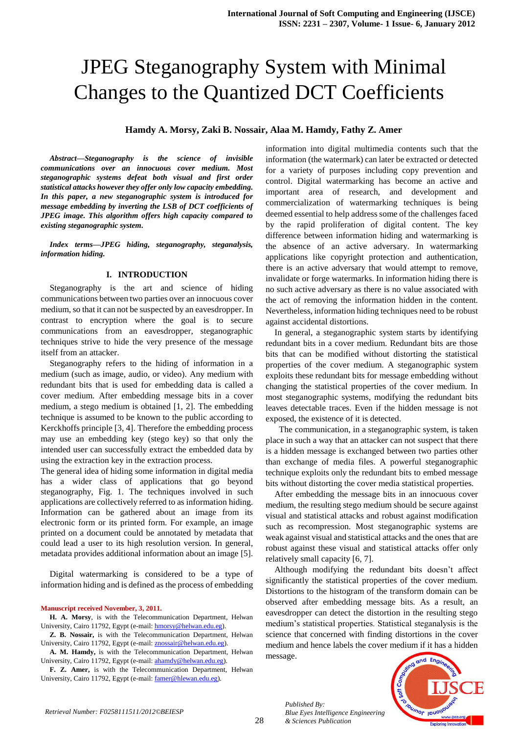# JPEG Steganography System with Minimal Changes to the Quantized DCT Coefficients

**Hamdy A. Morsy, Zaki B. Nossair, Alaa M. Hamdy, Fathy Z. Amer**

***Abstract*—Steganography is the science of invisible communications over an innocuous cover medium. Most steganographic systems defeat both visual and first order statistical attacks however they offer only low capacity embedding. In this paper, a new steganographic system is introduced for message embedding by inverting the LSB of DCT coefficients of JPEG image. This algorithm offers high capacity compared to existing steganographic system.**

***Index terms*—JPEG hiding, steganography, steganalysis, information hiding.**

## I. INTRODUCTION

Steganography is the art and science of hiding communications between two parties over an innocuous cover medium, so that it can not be suspected by an eavesdropper. In contrast to encryption where the goal is to secure communications from an eavesdropper, steganographic techniques strive to hide the very presence of the message itself from an attacker.

Steganography refers to the hiding of information in a medium (such as image, audio, or video). Any medium with redundant bits that is used for embedding data is called a cover medium. After embedding message bits in a cover medium, a stego medium is obtained [1, 2]. The embedding technique is assumed to be known to the public according to Kerckhoffs principle [3, 4]. Therefore the embedding process may use an embedding key (stego key) so that only the intended user can successfully extract the embedded data by using the extraction key in the extraction process.

The general idea of hiding some information in digital media has a wider class of applications that go beyond steganography, Fig. 1. The techniques involved in such applications are collectively referred to as information hiding. Information can be gathered about an image from its electronic form or its printed form. For example, an image printed on a document could be annotated by metadata that could lead a user to its high resolution version. In general, metadata provides additional information about an image [5].

Digital watermarking is considered to be a type of information hiding and is defined as the process of embedding information into digital multimedia contents such that the information (the watermark) can later be extracted or detected for a variety of purposes including copy prevention and control. Digital watermarking has become an active and important area of research, and development and commercialization of watermarking techniques is being deemed essential to help address some of the challenges faced by the rapid proliferation of digital content. The key difference between information hiding and watermarking is the absence of an active adversary. In watermarking applications like copyright protection and authentication, there is an active adversary that would attempt to remove, invalidate or forge watermarks. In information hiding there is no such active adversary as there is no value associated with the act of removing the information hidden in the content. Nevertheless, information hiding techniques need to be robust against accidental distortions.

In general, a steganographic system starts by identifying redundant bits in a cover medium. Redundant bits are those bits that can be modified without distorting the statistical properties of the cover medium. A steganographic system exploits these redundant bits for message embedding without changing the statistical properties of the cover medium. In most steganographic systems, modifying the redundant bits leaves detectable traces. Even if the hidden message is not exposed, the existence of it is detected.

The communication, in a steganographic system, is taken place in such a way that an attacker can not suspect that there is a hidden message is exchanged between two parties other than exchange of media files. A powerful steganographic technique exploits only the redundant bits to embed message bits without distorting the cover media statistical properties.

After embedding the message bits in an innocuous cover medium, the resulting stego medium should be secure against visual and statistical attacks and robust against modification such as recompression. Most steganographic systems are weak against visual and statistical attacks and the ones that are robust against these visual and statistical attacks offer only relatively small capacity [6, 7].

Although modifying the redundant bits doesn't affect significantly the statistical properties of the cover medium. Distortions to the histogram of the transform domain can be observed after embedding message bits. As a result, an eavesdropper can detect the distortion in the resulting stego medium's statistical properties. Statistical steganalysis is the science that concerned with finding distortions in the cover medium and hence labels the cover medium if it has a hidden message.

---

**Manuscript received November, 3, 2011.**

**H. A. Morsy**, is with the Telecommunication Department, Helwan University, Cairo 11792, Egypt (e-mail: hmorsy@helwan.edu.eg).

**Z. B. Nossair,** is with the Telecommunication Department, Helwan University, Cairo 11792, Egypt (e-mail: znossair@helwan.edu.eg).

**A. M. Hamdy,** is with the Telecommunication Department, Helwan University, Cairo 11792, Egypt (e-mail: ahamdy@helwan.edu.eg).

**F. Z. Amer,** is with the Telecommunication Department, Helwan University, Cairo 11792, Egypt (e-mail: famer@hlewan.edu.eg).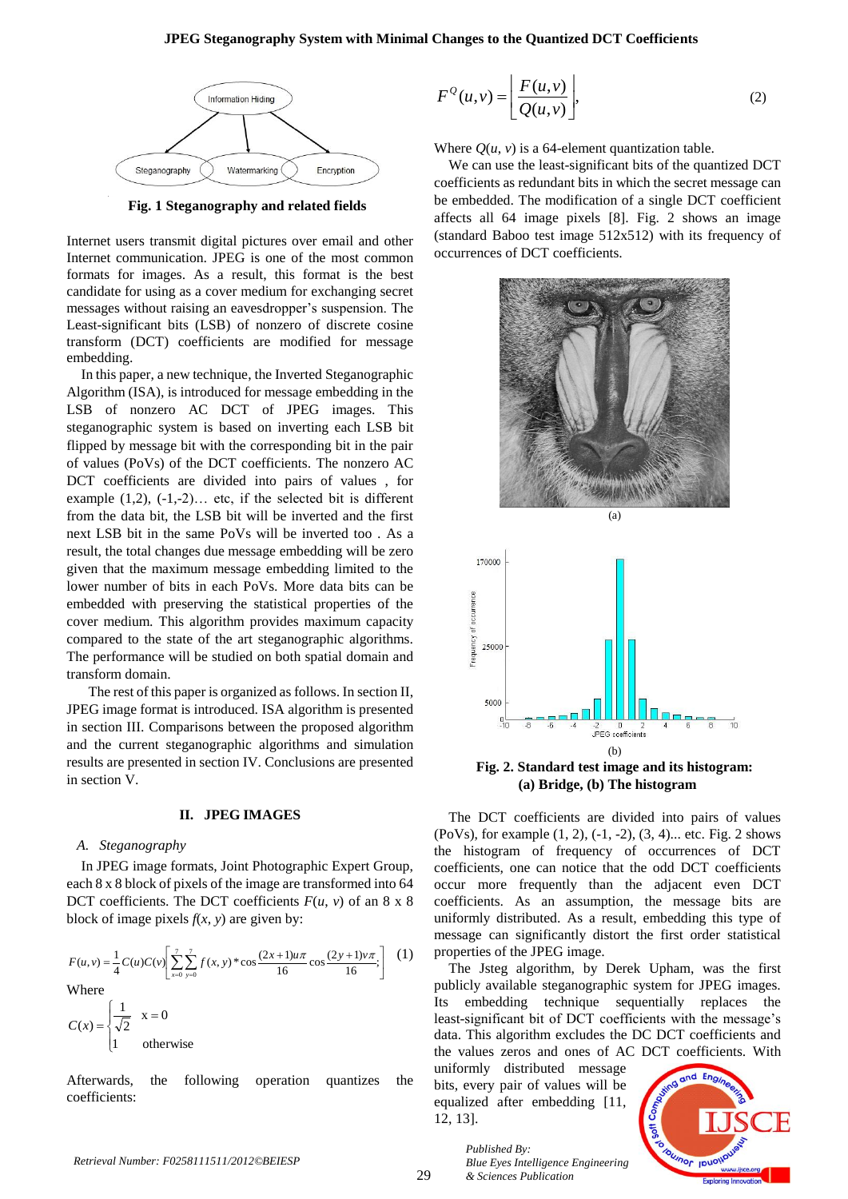Information Hiding

Steganography

Watermarking

Encryption

**Fig. 1 Steganography and related fields**

Internet users transmit digital pictures over email and other Internet communication. JPEG is one of the most common formats for images. As a result, this format is the best candidate for using as a cover medium for exchanging secret messages without raising an eavesdropper's suspension. The Least-significant bits (LSB) of nonzero of discrete cosine transform (DCT) coefficients are modified for message embedding.

In this paper, a new technique, the Inverted Steganographic Algorithm (ISA), is introduced for message embedding in the LSB of nonzero AC DCT of JPEG images. This steganographic system is based on inverting each LSB bit flipped by message bit with the corresponding bit in the pair of values (PoVs) of the DCT coefficients. The nonzero AC DCT coefficients are divided into pairs of values , for example (1,2), (-1,-2)… etc, if the selected bit is different from the data bit, the LSB bit will be inverted and the first next LSB bit in the same PoVs will be inverted too . As a result, the total changes due message embedding will be zero given that the maximum message embedding limited to the lower number of bits in each PoVs. More data bits can be embedded with preserving the statistical properties of the cover medium. This algorithm provides maximum capacity compared to the state of the art steganographic algorithms. The performance will be studied on both spatial domain and transform domain.

The rest of this paper is organized as follows. In section II, JPEG image format is introduced. ISA algorithm is presented in section III. Comparisons between the proposed algorithm and the current steganographic algorithms and simulation results are presented in section IV. Conclusions are presented in section V.

## II. JPEG IMAGES

### *A. Steganography*

In JPEG image formats, Joint Photographic Expert Group, each 8 x 8 block of pixels of the image are transformed into 64 DCT coefficients. The DCT coefficients $F(u, v)$ of an 8 x 8 block of image pixels $f(x, y)$ are given by:

$$F(u,v) = \frac{1}{4}C(u)C(v)\left[\sum_{x=0}^{7}\sum_{y=0}^{7} f(x,y) * \cos\frac{(2x+1)u\pi}{16}\cos\frac{(2y+1)v\pi}{16}\right] \quad (1)$$

Where

$$C(x) = \begin{cases} \frac{1}{\sqrt{2}} & x = 0 \\ 1 & \text{otherwise} \end{cases}$$

Afterwards, the following operation quantizes the coefficients:

$$F^{Q}(u,v) = \left\lfloor \frac{F(u,v)}{Q(u,v)} \right\rfloor, \quad (2)$$

Where $Q(u, v)$ is a 64-element quantization table.

We can use the least-significant bits of the quantized DCT coefficients as redundant bits in which the secret message can be embedded. The modification of a single DCT coefficient affects all 64 image pixels [8]. Fig. 2 shows an image (standard Baboo test image 512x512) with its frequency of occurrences of DCT coefficients.

(a)

170000

25000

5000

0

Frequency of occurrence

-10 -8 -6 -4 -2 0 2 4 6 8 10

JPEG coefficients

(b)

**Fig. 2. Standard test image and its histogram: (a) Bridge, (b) The histogram**

The DCT coefficients are divided into pairs of values (PoVs), for example (1, 2), (-1, -2), (3, 4)... etc. Fig. 2 shows the histogram of frequency of occurrences of DCT coefficients, one can notice that the odd DCT coefficients occur more frequently than the adjacent even DCT coefficients. As an assumption, the message bits are uniformly distributed. As a result, embedding this type of message can significantly distort the first order statistical properties of the JPEG image.

The Jsteg algorithm, by Derek Upham, was the first publicly available steganographic system for JPEG images. Its embedding technique sequentially replaces the least-significant bit of DCT coefficients with the message's data. This algorithm excludes the DC DCT coefficients and the values zeros and ones of AC DCT coefficients. With uniformly distributed message bits, every pair of values will be equalized after embedding [11, 12, 13].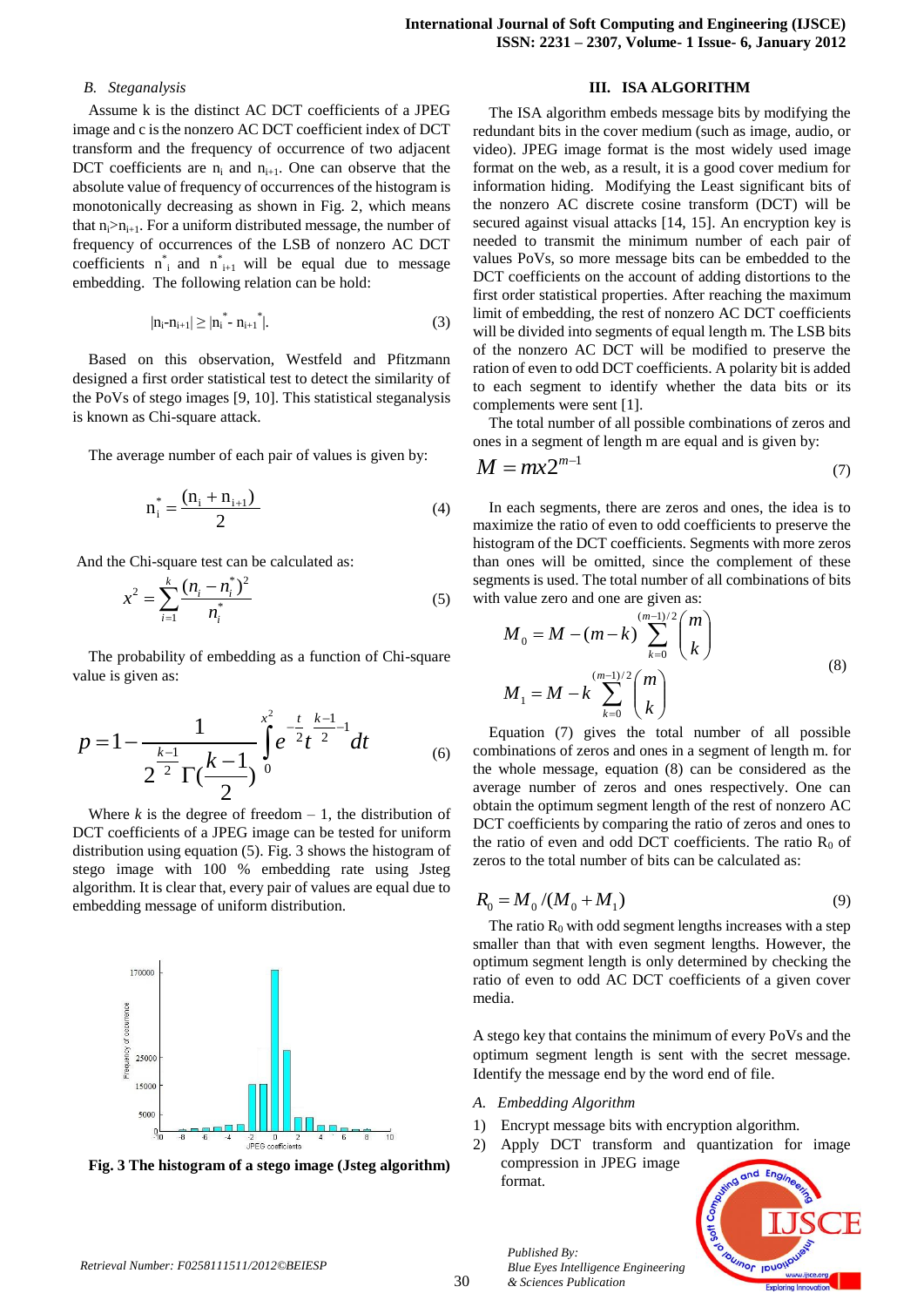### B. Steganalysis

Assume k is the distinct AC DCT coefficients of a JPEG image and c is the nonzero AC DCT coefficient index of DCT transform and the frequency of occurrence of two adjacent DCT coefficients are $n_i$ and $n_{i+1}$. One can observe that the absolute value of frequency of occurrences of the histogram is monotonically decreasing as shown in Fig. 2, which means that $n_i > n_{i+1}$. For a uniform distributed message, the number of frequency of occurrences of the LSB of nonzero AC DCT coefficients $n^*_i$ and $n^*_{i+1}$ will be equal due to message embedding. The following relation can be hold:

$$|n_i - n_{i+1}| \geq |n_i^* - n_{i+1}^*|. \tag{3}$$

Based on this observation, Westfeld and Pfitzmann designed a first order statistical test to detect the similarity of the PoVs of stego images [9, 10]. This statistical steganalysis is known as Chi-square attack.

The average number of each pair of values is given by:

$$n_i^* = \frac{(n_i + n_{i+1})}{2} \tag{4}$$

And the Chi-square test can be calculated as:

$$x^2 = \sum_{i=1}^{k} \frac{(n_i - n_i^*)^2}{n_i^*} \tag{5}$$

The probability of embedding as a function of Chi-square value is given as:

$$p = 1 - \frac{1}{2^{\frac{k-1}{2}} \Gamma(\frac{k-1}{2})} \int_0^{x^2} e^{-\frac{t}{2}} t^{\frac{k-1}{2}-1} dt \tag{6}$$

Where $k$ is the degree of freedom – 1, the distribution of DCT coefficients of a JPEG image can be tested for uniform distribution using equation (5). Fig. 3 shows the histogram of stego image with 100 % embedding rate using Jsteg algorithm. It is clear that, every pair of values are equal due to embedding message of uniform distribution.

170000
25000
15000
5000
0
Frequency of occurrence
-10 -8 -6 -4 -2 0 2 4 6 8 10
JPEG coefficients

**Fig. 3 The histogram of a stego image (Jsteg algorithm)**

## III. ISA ALGORITHM

The ISA algorithm embeds message bits by modifying the redundant bits in the cover medium (such as image, audio, or video). JPEG image format is the most widely used image format on the web, as a result, it is a good cover medium for information hiding. Modifying the Least significant bits of the nonzero AC discrete cosine transform (DCT) will be secured against visual attacks [14, 15]. An encryption key is needed to transmit the minimum number of each pair of values PoVs, so more message bits can be embedded to the DCT coefficients on the account of adding distortions to the first order statistical properties. After reaching the maximum limit of embedding, the rest of nonzero AC DCT coefficients will be divided into segments of equal length m. The LSB bits of the nonzero AC DCT will be modified to preserve the ration of even to odd DCT coefficients. A polarity bit is added to each segment to identify whether the data bits or its complements were sent [1].

The total number of all possible combinations of zeros and ones in a segment of length m are equal and is given by:

$$M = mx2^{m-1} \tag{7}$$

In each segments, there are zeros and ones, the idea is to maximize the ratio of even to odd coefficients to preserve the histogram of the DCT coefficients. Segments with more zeros than ones will be omitted, since the complement of these segments is used. The total number of all combinations of bits with value zero and one are given as:

$$M_0 = M - (m-k) \sum_{k=0}^{(m-1)/2} \binom{m}{k}$$
$$M_1 = M - k \sum_{k=0}^{(m-1)/2} \binom{m}{k} \tag{8}$$

Equation (7) gives the total number of all possible combinations of zeros and ones in a segment of length m. for the whole message, equation (8) can be considered as the average number of zeros and ones respectively. One can obtain the optimum segment length of the rest of nonzero AC DCT coefficients by comparing the ratio of zeros and ones to the ratio of even and odd DCT coefficients. The ratio $R_0$ of zeros to the total number of bits can be calculated as:

$$R_0 = M_0 / (M_0 + M_1) \tag{9}$$

The ratio $R_0$ with odd segment lengths increases with a step smaller than that with even segment lengths. However, the optimum segment length is only determined by checking the ratio of even to odd AC DCT coefficients of a given cover media.

A stego key that contains the minimum of every PoVs and the optimum segment length is sent with the secret message. Identify the message end by the word end of file.

### A. Embedding Algorithm

1) Encrypt message bits with encryption algorithm.
2) Apply DCT transform and quantization for image compression in JPEG image format.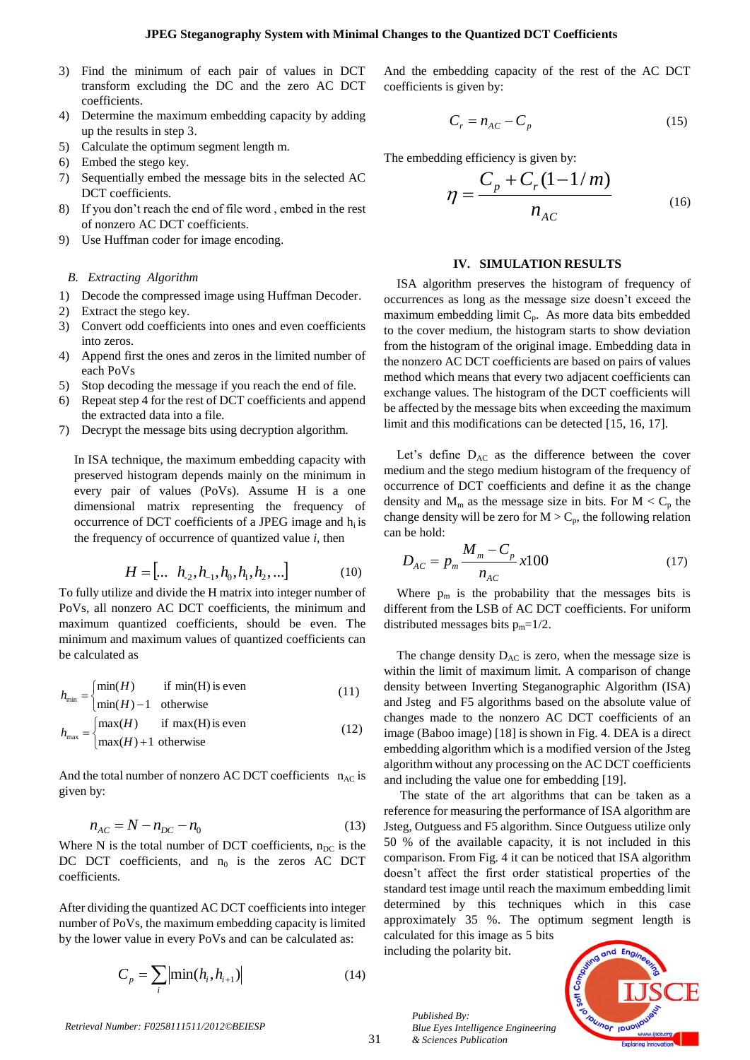3) Find the minimum of each pair of values in DCT transform excluding the DC and the zero AC DCT coefficients.
4) Determine the maximum embedding capacity by adding up the results in step 3.
5) Calculate the optimum segment length m.
6) Embed the stego key.
7) Sequentially embed the message bits in the selected AC DCT coefficients.
8) If you don't reach the end of file word , embed in the rest of nonzero AC DCT coefficients.
9) Use Huffman coder for image encoding.

### *B. Extracting Algorithm*

1) Decode the compressed image using Huffman Decoder.
2) Extract the stego key.
3) Convert odd coefficients into ones and even coefficients into zeros.
4) Append first the ones and zeros in the limited number of each PoVs
5) Stop decoding the message if you reach the end of file.
6) Repeat step 4 for the rest of DCT coefficients and append the extracted data into a file.
7) Decrypt the message bits using decryption algorithm.

In ISA technique, the maximum embedding capacity with preserved histogram depends mainly on the minimum in every pair of values (PoVs). Assume H is a one dimensional matrix representing the frequency of occurrence of DCT coefficients of a JPEG image and $h_i$ is the frequency of occurrence of quantized value *i*, then

$$H = [\ldots\ h_{-2}, h_{-1}, h_0, h_1, h_2, \ldots] \qquad (10)$$

To fully utilize and divide the H matrix into integer number of PoVs, all nonzero AC DCT coefficients, the minimum and maximum quantized coefficients, should be even. The minimum and maximum values of quantized coefficients can be calculated as

$$h_{\min} = \begin{cases} \min(H) & \text{if } \min(H) \text{ is even} \\ \min(H) - 1 & \text{otherwise} \end{cases} \qquad (11)$$

$$h_{\max} = \begin{cases} \max(H) & \text{if } \max(H) \text{ is even} \\ \max(H) + 1 & \text{otherwise} \end{cases} \qquad (12)$$

And the total number of nonzero AC DCT coefficients $n_{AC}$ is given by:

$$n_{AC} = N - n_{DC} - n_0 \qquad (13)$$

Where N is the total number of DCT coefficients, $n_{DC}$ is the DC DCT coefficients, and $n_0$ is the zeros AC DCT coefficients.

After dividing the quantized AC DCT coefficients into integer number of PoVs, the maximum embedding capacity is limited by the lower value in every PoVs and can be calculated as:

$$C_p = \sum_i \left|\min(h_i, h_{i+1})\right| \qquad (14)$$

And the embedding capacity of the rest of the AC DCT coefficients is given by:

$$C_r = n_{AC} - C_p \qquad (15)$$

The embedding efficiency is given by:

$$\eta = \frac{C_p + C_r(1 - 1/m)}{n_{AC}} \qquad (16)$$

## IV. SIMULATION RESULTS

ISA algorithm preserves the histogram of frequency of occurrences as long as the message size doesn't exceed the maximum embedding limit $C_p$. As more data bits embedded to the cover medium, the histogram starts to show deviation from the histogram of the original image. Embedding data in the nonzero AC DCT coefficients are based on pairs of values method which means that every two adjacent coefficients can exchange values. The histogram of the DCT coefficients will be affected by the message bits when exceeding the maximum limit and this modifications can be detected [15, 16, 17].

Let's define $D_{AC}$ as the difference between the cover medium and the stego medium histogram of the frequency of occurrence of DCT coefficients and define it as the change density and $M_m$ as the message size in bits. For $M < C_p$ the change density will be zero for $M > C_p$, the following relation can be hold:

$$D_{AC} = p_m \frac{M_m - C_p}{n_{AC}} x100 \qquad (17)$$

Where $p_m$ is the probability that the messages bits is different from the LSB of AC DCT coefficients. For uniform distributed messages bits $p_m$=1/2.

The change density $D_{AC}$ is zero, when the message size is within the limit of maximum limit. A comparison of change density between Inverting Steganographic Algorithm (ISA) and Jsteg and F5 algorithms based on the absolute value of changes made to the nonzero AC DCT coefficients of an image (Baboo image) [18] is shown in Fig. 4. DEA is a direct embedding algorithm which is a modified version of the Jsteg algorithm without any processing on the AC DCT coefficients and including the value one for embedding [19].

The state of the art algorithms that can be taken as a reference for measuring the performance of ISA algorithm are Jsteg, Outguess and F5 algorithm. Since Outguess utilize only 50 % of the available capacity, it is not included in this comparison. From Fig. 4 it can be noticed that ISA algorithm doesn't affect the first order statistical properties of the standard test image until reach the maximum embedding limit determined by this techniques which in this case approximately 35 %. The optimum segment length is calculated for this image as 5 bits including the polarity bit.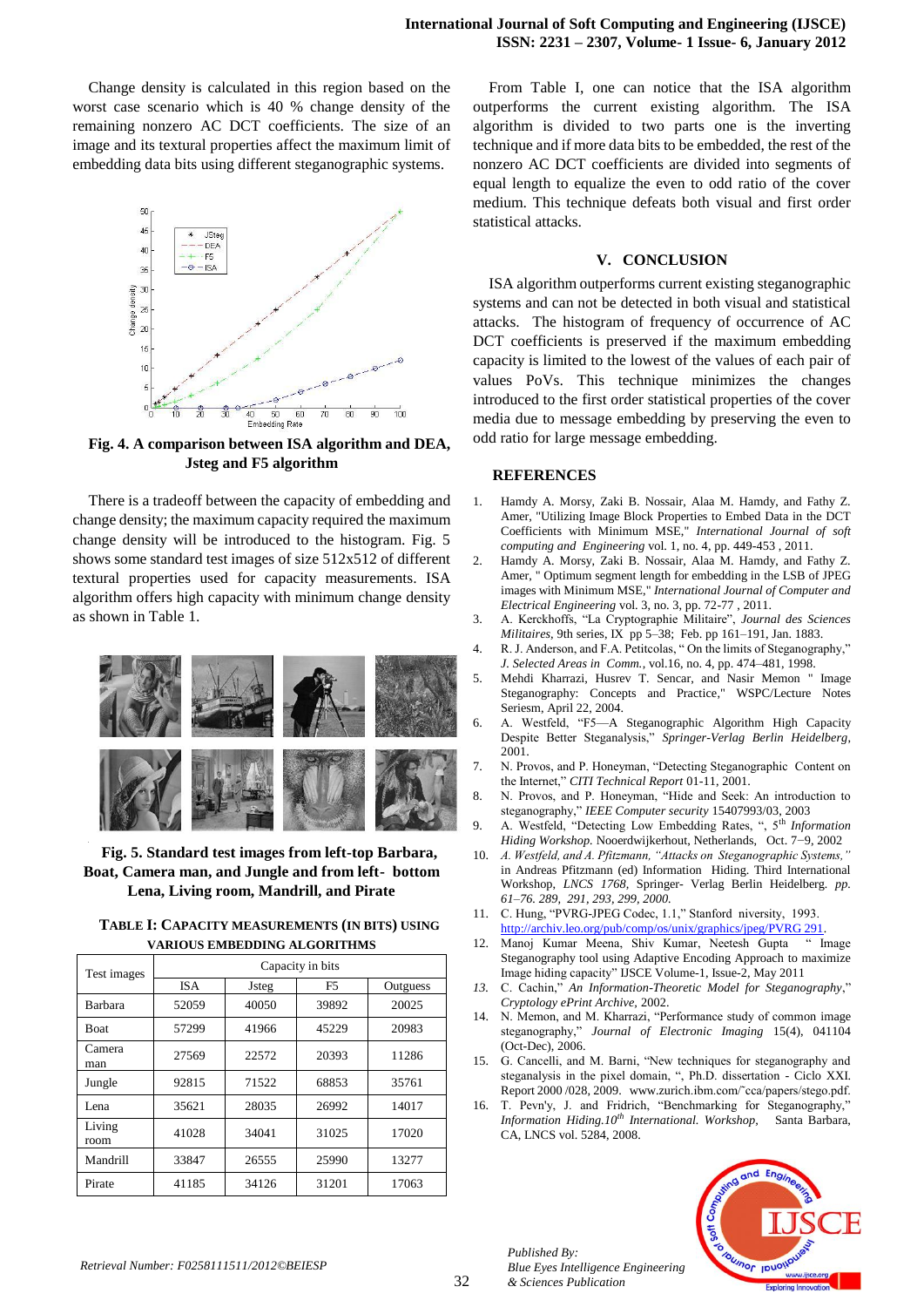Change density is calculated in this region based on the worst case scenario which is 40 % change density of the remaining nonzero AC DCT coefficients. The size of an image and its textural properties affect the maximum limit of embedding data bits using different steganographic systems.

50
45
40
35
30
25
20
15
10
5
0
Change density
0 10 20 30 40 50 60 70 80 90 100
Embedding Rate
JSteg
DEA
F5
ISA

**Fig. 4. A comparison between ISA algorithm and DEA, Jsteg and F5 algorithm**

There is a tradeoff between the capacity of embedding and change density; the maximum capacity required the maximum change density will be introduced to the histogram. Fig. 5 shows some standard test images of size 512x512 of different textural properties used for capacity measurements. ISA algorithm offers high capacity with minimum change density as shown in Table 1.

**Fig. 5. Standard test images from left-top Barbara, Boat, Camera man, and Jungle and from left- bottom Lena, Living room, Mandrill, and Pirate**

**TABLE I: CAPACITY MEASUREMENTS (IN BITS) USING VARIOUS EMBEDDING ALGORITHMS**

| Test images | Capacity in bits | | | |
|---|---|---|---|---|
| | ISA | Jsteg | F5 | Outguess |
| Barbara | 52059 | 40050 | 39892 | 20025 |
| Boat | 57299 | 41966 | 45229 | 20983 |
| Camera man | 27569 | 22572 | 20393 | 11286 |
| Jungle | 92815 | 71522 | 68853 | 35761 |
| Lena | 35621 | 28035 | 26992 | 14017 |
| Living room | 41028 | 34041 | 31025 | 17020 |
| Mandrill | 33847 | 26555 | 25990 | 13277 |
| Pirate | 41185 | 34126 | 31201 | 17063 |

From Table I, one can notice that the ISA algorithm outperforms the current existing algorithm. The ISA algorithm is divided to two parts one is the inverting technique and if more data bits to be embedded, the rest of the nonzero AC DCT coefficients are divided into segments of equal length to equalize the even to odd ratio of the cover medium. This technique defeats both visual and first order statistical attacks.

## V. CONCLUSION

ISA algorithm outperforms current existing steganographic systems and can not be detected in both visual and statistical attacks. The histogram of frequency of occurrence of AC DCT coefficients is preserved if the maximum embedding capacity is limited to the lowest of the values of each pair of values PoVs. This technique minimizes the changes introduced to the first order statistical properties of the cover media due to message embedding by preserving the even to odd ratio for large message embedding.

## REFERENCES

1. Hamdy A. Morsy, Zaki B. Nossair, Alaa M. Hamdy, and Fathy Z. Amer, "Utilizing Image Block Properties to Embed Data in the DCT Coefficients with Minimum MSE," *International Journal of soft computing and Engineering* vol. 1, no. 4, pp. 449-453 , 2011.
2. Hamdy A. Morsy, Zaki B. Nossair, Alaa M. Hamdy, and Fathy Z. Amer, " Optimum segment length for embedding in the LSB of JPEG images with Minimum MSE," *International Journal of Computer and Electrical Engineering* vol. 3, no. 3, pp. 72-77 , 2011.
3. A. Kerckhoffs, "La Cryptographie Militaire", *Journal des Sciences Militaires*, 9th series, IX pp 5–38; Feb. pp 161–191, Jan. 1883.
4. R. J. Anderson, and F.A. Petitcolas, " On the limits of Steganography," *J. Selected Areas in Comm.*, vol.16, no. 4, pp. 474–481, 1998.
5. Mehdi Kharrazi, Husrev T. Sencar, and Nasir Memon " Image Steganography: Concepts and Practice," WSPC/Lecture Notes Seriesm, April 22, 2004.
6. A. Westfeld, "F5—A Steganographic Algorithm High Capacity Despite Better Steganalysis," *Springer-Verlag Berlin Heidelberg*, 2001.
7. N. Provos, and P. Honeyman, "Detecting Steganographic Content on the Internet," *CITI Technical Report* 01-11, 2001.
8. N. Provos, and P. Honeyman, "Hide and Seek: An introduction to steganography," *IEEE Computer security* 15407993/03, 2003
9. A. Westfeld, "Detecting Low Embedding Rates, ", 5th *Information Hiding Workshop.* Nooerdwijkerhout, Netherlands, Oct. 7−9, 2002
10. *A. Westfeld, and A. Pfitzmann, "Attacks on Steganographic Systems,"* in Andreas Pfitzmann (ed) Information Hiding. Third International Workshop, *LNCS 1768*, Springer- Verlag Berlin Heidelberg. *pp. 61–76. 289, 291, 293, 299, 2000.*
11. C. Hung, "PVRG-JPEG Codec, 1.1," Stanford niversity, 1993. http://archiv.leo.org/pub/comp/os/unix/graphics/jpeg/PVRG 291.
12. Manoj Kumar Meena, Shiv Kumar, Neetesh Gupta " Image Steganography tool using Adaptive Encoding Approach to maximize Image hiding capacity" IJSCE Volume-1, Issue-2, May 2011
13. C. Cachin," *An Information-Theoretic Model for Steganography*," *Cryptology ePrint Archive*, 2002.
14. N. Memon, and M. Kharrazi, "Performance study of common image steganography," *Journal of Electronic Imaging* 15(4), 041104 (Oct-Dec), 2006.
15. G. Cancelli, and M. Barni, "New techniques for steganography and steganalysis in the pixel domain, ", Ph.D. dissertation - Ciclo XXI. Report 2000 /028, 2009. www.zurich.ibm.com/˜cca/papers/stego.pdf.
16. T. Pevn'y, J. and Fridrich, "Benchmarking for Steganography," *Information Hiding.10th International. Workshop*, Santa Barbara, CA, LNCS vol. 5284, 2008.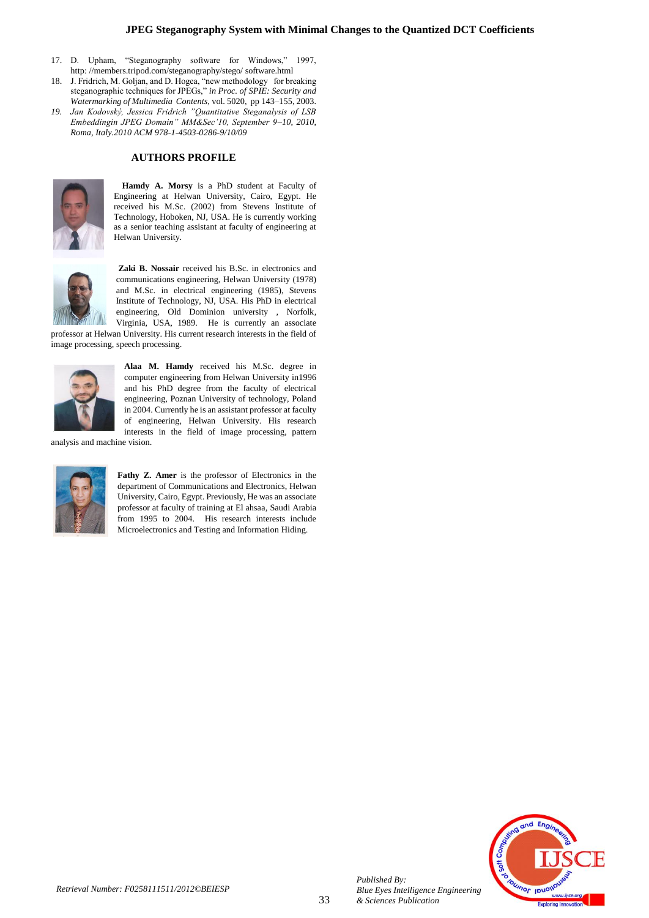17. D. Upham, "Steganography software for Windows," 1997, http: //members.tripod.com/steganography/stego/ software.html
18. J. Fridrich, M. Goljan, and D. Hogea, "new methodology for breaking steganographic techniques for JPEGs," *in Proc. of SPIE: Security and Watermarking of Multimedia Contents*, vol. 5020, pp 143–155, 2003.
19. *Jan Kodovský, Jessica Fridrich "Quantitative Steganalysis of LSB Embeddingin JPEG Domain" MM&Sec'10, September 9–10, 2010, Roma, Italy.2010 ACM 978-1-4503-0286-9/10/09*

## AUTHORS PROFILE

**Hamdy A. Morsy** is a PhD student at Faculty of Engineering at Helwan University, Cairo, Egypt. He received his M.Sc. (2002) from Stevens Institute of Technology, Hoboken, NJ, USA. He is currently working as a senior teaching assistant at faculty of engineering at Helwan University.

**Zaki B. Nossair** received his B.Sc. in electronics and communications engineering, Helwan University (1978) and M.Sc. in electrical engineering (1985), Stevens Institute of Technology, NJ, USA. His PhD in electrical engineering, Old Dominion university , Norfolk, Virginia, USA, 1989. He is currently an associate professor at Helwan University. His current research interests in the field of image processing, speech processing.

**Alaa M. Hamdy** received his M.Sc. degree in computer engineering from Helwan University in1996 and his PhD degree from the faculty of electrical engineering, Poznan University of technology, Poland in 2004. Currently he is an assistant professor at faculty of engineering, Helwan University. His research interests in the field of image processing, pattern analysis and machine vision.

**Fathy Z. Amer** is the professor of Electronics in the department of Communications and Electronics, Helwan University, Cairo, Egypt. Previously, He was an associate professor at faculty of training at El ahsaa, Saudi Arabia from 1995 to 2004. His research interests include Microelectronics and Testing and Information Hiding.